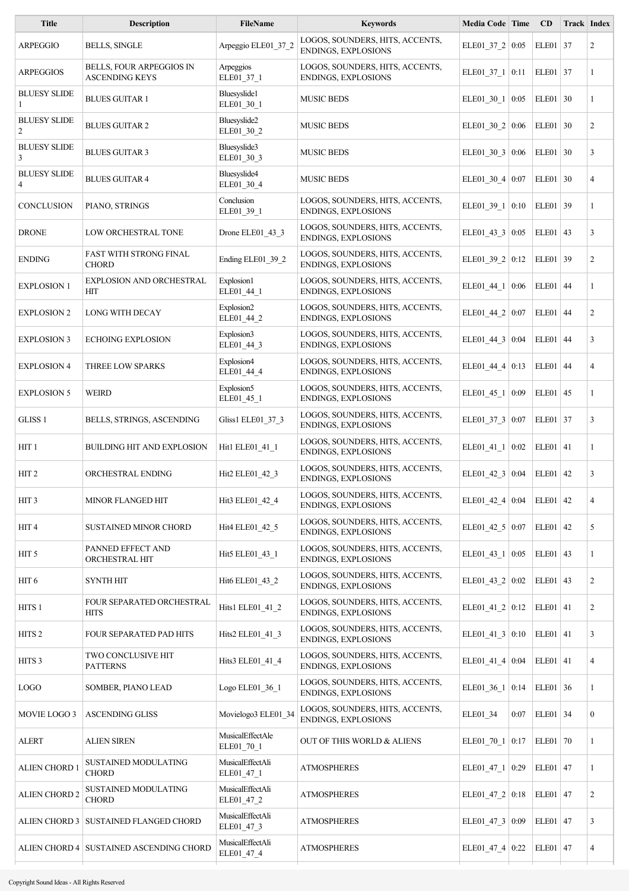| Title | Description | FileName | Keywords | Media Code | Time | CD | Track | Index |
|---|---|---|---|---|---|---|---|---|
| ARPEGGIO | BELLS, SINGLE | Arpeggio ELE01_37_2 | LOGOS, SOUNDERS, HITS, ACCENTS, ENDINGS, EXPLOSIONS | ELE01_37_2 | 0:05 | ELE01 | 37 | 2 |
| ARPEGGIOS | BELLS, FOUR ARPEGGIOS IN ASCENDING KEYS | Arpeggios ELE01_37_1 | LOGOS, SOUNDERS, HITS, ACCENTS, ENDINGS, EXPLOSIONS | ELE01_37_1 | 0:11 | ELE01 | 37 | 1 |
| BLUESY SLIDE 1 | BLUES GUITAR 1 | Bluesyslide1 ELE01_30_1 | MUSIC BEDS | ELE01_30_1 | 0:05 | ELE01 | 30 | 1 |
| BLUESY SLIDE 2 | BLUES GUITAR 2 | Bluesyslide2 ELE01_30_2 | MUSIC BEDS | ELE01_30_2 | 0:06 | ELE01 | 30 | 2 |
| BLUESY SLIDE 3 | BLUES GUITAR 3 | Bluesyslide3 ELE01_30_3 | MUSIC BEDS | ELE01_30_3 | 0:06 | ELE01 | 30 | 3 |
| BLUESY SLIDE 4 | BLUES GUITAR 4 | Bluesyslide4 ELE01_30_4 | MUSIC BEDS | ELE01_30_4 | 0:07 | ELE01 | 30 | 4 |
| CONCLUSION | PIANO, STRINGS | Conclusion ELE01_39_1 | LOGOS, SOUNDERS, HITS, ACCENTS, ENDINGS, EXPLOSIONS | ELE01_39_1 | 0:10 | ELE01 | 39 | 1 |
| DRONE | LOW ORCHESTRAL TONE | Drone ELE01_43_3 | LOGOS, SOUNDERS, HITS, ACCENTS, ENDINGS, EXPLOSIONS | ELE01_43_3 | 0:05 | ELE01 | 43 | 3 |
| ENDING | FAST WITH STRONG FINAL CHORD | Ending ELE01_39_2 | LOGOS, SOUNDERS, HITS, ACCENTS, ENDINGS, EXPLOSIONS | ELE01_39_2 | 0:12 | ELE01 | 39 | 2 |
| EXPLOSION 1 | EXPLOSION AND ORCHESTRAL HIT | Explosion1 ELE01_44_1 | LOGOS, SOUNDERS, HITS, ACCENTS, ENDINGS, EXPLOSIONS | ELE01_44_1 | 0:06 | ELE01 | 44 | 1 |
| EXPLOSION 2 | LONG WITH DECAY | Explosion2 ELE01_44_2 | LOGOS, SOUNDERS, HITS, ACCENTS, ENDINGS, EXPLOSIONS | ELE01_44_2 | 0:07 | ELE01 | 44 | 2 |
| EXPLOSION 3 | ECHOING EXPLOSION | Explosion3 ELE01_44_3 | LOGOS, SOUNDERS, HITS, ACCENTS, ENDINGS, EXPLOSIONS | ELE01_44_3 | 0:04 | ELE01 | 44 | 3 |
| EXPLOSION 4 | THREE LOW SPARKS | Explosion4 ELE01_44_4 | LOGOS, SOUNDERS, HITS, ACCENTS, ENDINGS, EXPLOSIONS | ELE01_44_4 | 0:13 | ELE01 | 44 | 4 |
| EXPLOSION 5 | WEIRD | Explosion5 ELE01_45_1 | LOGOS, SOUNDERS, HITS, ACCENTS, ENDINGS, EXPLOSIONS | ELE01_45_1 | 0:09 | ELE01 | 45 | 1 |
| GLISS 1 | BELLS, STRINGS, ASCENDING | Gliss1 ELE01_37_3 | LOGOS, SOUNDERS, HITS, ACCENTS, ENDINGS, EXPLOSIONS | ELE01_37_3 | 0:07 | ELE01 | 37 | 3 |
| HIT 1 | BUILDING HIT AND EXPLOSION | Hit1 ELE01_41_1 | LOGOS, SOUNDERS, HITS, ACCENTS, ENDINGS, EXPLOSIONS | ELE01_41_1 | 0:02 | ELE01 | 41 | 1 |
| HIT 2 | ORCHESTRAL ENDING | Hit2 ELE01_42_3 | LOGOS, SOUNDERS, HITS, ACCENTS, ENDINGS, EXPLOSIONS | ELE01_42_3 | 0:04 | ELE01 | 42 | 3 |
| HIT 3 | MINOR FLANGED HIT | Hit3 ELE01_42_4 | LOGOS, SOUNDERS, HITS, ACCENTS, ENDINGS, EXPLOSIONS | ELE01_42_4 | 0:04 | ELE01 | 42 | 4 |
| HIT 4 | SUSTAINED MINOR CHORD | Hit4 ELE01_42_5 | LOGOS, SOUNDERS, HITS, ACCENTS, ENDINGS, EXPLOSIONS | ELE01_42_5 | 0:07 | ELE01 | 42 | 5 |
| HIT 5 | PANNED EFFECT AND ORCHESTRAL HIT | Hit5 ELE01_43_1 | LOGOS, SOUNDERS, HITS, ACCENTS, ENDINGS, EXPLOSIONS | ELE01_43_1 | 0:05 | ELE01 | 43 | 1 |
| HIT 6 | SYNTH HIT | Hit6 ELE01_43_2 | LOGOS, SOUNDERS, HITS, ACCENTS, ENDINGS, EXPLOSIONS | ELE01_43_2 | 0:02 | ELE01 | 43 | 2 |
| HITS 1 | FOUR SEPARATED ORCHESTRAL HITS | Hits1 ELE01_41_2 | LOGOS, SOUNDERS, HITS, ACCENTS, ENDINGS, EXPLOSIONS | ELE01_41_2 | 0:12 | ELE01 | 41 | 2 |
| HITS 2 | FOUR SEPARATED PAD HITS | Hits2 ELE01_41_3 | LOGOS, SOUNDERS, HITS, ACCENTS, ENDINGS, EXPLOSIONS | ELE01_41_3 | 0:10 | ELE01 | 41 | 3 |
| HITS 3 | TWO CONCLUSIVE HIT PATTERNS | Hits3 ELE01_41_4 | LOGOS, SOUNDERS, HITS, ACCENTS, ENDINGS, EXPLOSIONS | ELE01_41_4 | 0:04 | ELE01 | 41 | 4 |
| LOGO | SOMBER, PIANO LEAD | Logo ELE01_36_1 | LOGOS, SOUNDERS, HITS, ACCENTS, ENDINGS, EXPLOSIONS | ELE01_36_1 | 0:14 | ELE01 | 36 | 1 |
| MOVIE LOGO 3 | ASCENDING GLISS | Movielogo3 ELE01_34 | LOGOS, SOUNDERS, HITS, ACCENTS, ENDINGS, EXPLOSIONS | ELE01_34 | 0:07 | ELE01 | 34 | 0 |
| ALERT | ALIEN SIREN | MusicalEffectAle ELE01_70_1 | OUT OF THIS WORLD & ALIENS | ELE01_70_1 | 0:17 | ELE01 | 70 | 1 |
| ALIEN CHORD 1 | SUSTAINED MODULATING CHORD | MusicalEffectAli ELE01_47_1 | ATMOSPHERES | ELE01_47_1 | 0:29 | ELE01 | 47 | 1 |
| ALIEN CHORD 2 | SUSTAINED MODULATING CHORD | MusicalEffectAli ELE01_47_2 | ATMOSPHERES | ELE01_47_2 | 0:18 | ELE01 | 47 | 2 |
| ALIEN CHORD 3 | SUSTAINED FLANGED CHORD | MusicalEffectAli ELE01_47_3 | ATMOSPHERES | ELE01_47_3 | 0:09 | ELE01 | 47 | 3 |
| ALIEN CHORD 4 | SUSTAINED ASCENDING CHORD | MusicalEffectAli ELE01_47_4 | ATMOSPHERES | ELE01_47_4 | 0:22 | ELE01 | 47 | 4 |

Copyright Sound Ideas - All Rights Reserved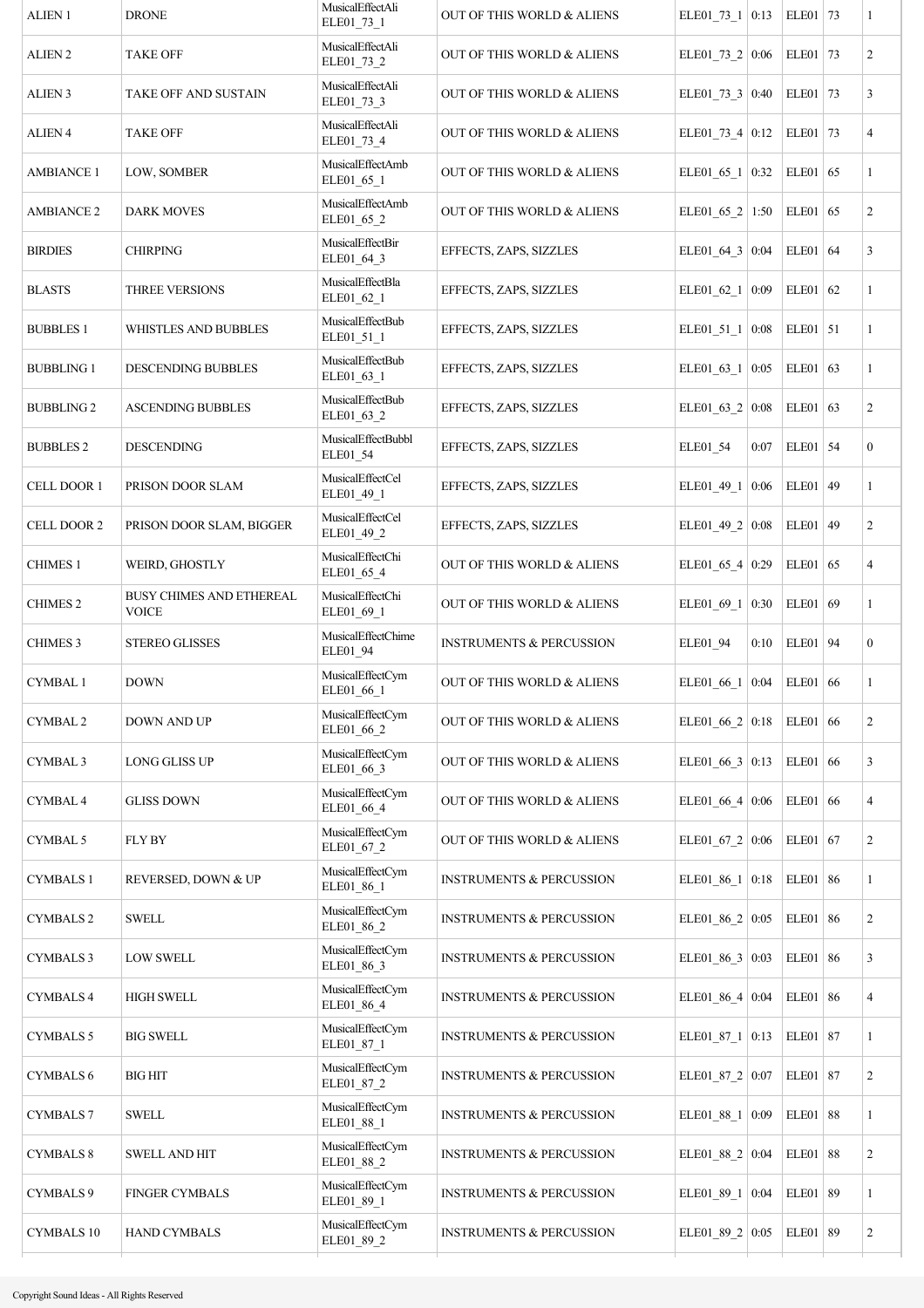| ALIEN 1 | DRONE | MusicalEffectAli ELE01_73_1 | OUT OF THIS WORLD & ALIENS | ELE01_73_1 | 0:13 | ELE01 | 73 | 1 |
|---|---|---|---|---|---|---|---|---|
| ALIEN 2 | TAKE OFF | MusicalEffectAli ELE01_73_2 | OUT OF THIS WORLD & ALIENS | ELE01_73_2 | 0:06 | ELE01 | 73 | 2 |
| ALIEN 3 | TAKE OFF AND SUSTAIN | MusicalEffectAli ELE01_73_3 | OUT OF THIS WORLD & ALIENS | ELE01_73_3 | 0:40 | ELE01 | 73 | 3 |
| ALIEN 4 | TAKE OFF | MusicalEffectAli ELE01_73_4 | OUT OF THIS WORLD & ALIENS | ELE01_73_4 | 0:12 | ELE01 | 73 | 4 |
| AMBIANCE 1 | LOW, SOMBER | MusicalEffectAmb ELE01_65_1 | OUT OF THIS WORLD & ALIENS | ELE01_65_1 | 0:32 | ELE01 | 65 | 1 |
| AMBIANCE 2 | DARK MOVES | MusicalEffectAmb ELE01_65_2 | OUT OF THIS WORLD & ALIENS | ELE01_65_2 | 1:50 | ELE01 | 65 | 2 |
| BIRDIES | CHIRPING | MusicalEffectBir ELE01_64_3 | EFFECTS, ZAPS, SIZZLES | ELE01_64_3 | 0:04 | ELE01 | 64 | 3 |
| BLASTS | THREE VERSIONS | MusicalEffectBla ELE01_62_1 | EFFECTS, ZAPS, SIZZLES | ELE01_62_1 | 0:09 | ELE01 | 62 | 1 |
| BUBBLES 1 | WHISTLES AND BUBBLES | MusicalEffectBub ELE01_51_1 | EFFECTS, ZAPS, SIZZLES | ELE01_51_1 | 0:08 | ELE01 | 51 | 1 |
| BUBBLING 1 | DESCENDING BUBBLES | MusicalEffectBub ELE01_63_1 | EFFECTS, ZAPS, SIZZLES | ELE01_63_1 | 0:05 | ELE01 | 63 | 1 |
| BUBBLING 2 | ASCENDING BUBBLES | MusicalEffectBub ELE01_63_2 | EFFECTS, ZAPS, SIZZLES | ELE01_63_2 | 0:08 | ELE01 | 63 | 2 |
| BUBBLES 2 | DESCENDING | MusicalEffectBubbl ELE01_54 | EFFECTS, ZAPS, SIZZLES | ELE01_54 | 0:07 | ELE01 | 54 | 0 |
| CELL DOOR 1 | PRISON DOOR SLAM | MusicalEffectCel ELE01_49_1 | EFFECTS, ZAPS, SIZZLES | ELE01_49_1 | 0:06 | ELE01 | 49 | 1 |
| CELL DOOR 2 | PRISON DOOR SLAM, BIGGER | MusicalEffectCel ELE01_49_2 | EFFECTS, ZAPS, SIZZLES | ELE01_49_2 | 0:08 | ELE01 | 49 | 2 |
| CHIMES 1 | WEIRD, GHOSTLY | MusicalEffectChi ELE01_65_4 | OUT OF THIS WORLD & ALIENS | ELE01_65_4 | 0:29 | ELE01 | 65 | 4 |
| CHIMES 2 | BUSY CHIMES AND ETHEREAL VOICE | MusicalEffectChi ELE01_69_1 | OUT OF THIS WORLD & ALIENS | ELE01_69_1 | 0:30 | ELE01 | 69 | 1 |
| CHIMES 3 | STEREO GLISSES | MusicalEffectChime ELE01_94 | INSTRUMENTS & PERCUSSION | ELE01_94 | 0:10 | ELE01 | 94 | 0 |
| CYMBAL 1 | DOWN | MusicalEffectCym ELE01_66_1 | OUT OF THIS WORLD & ALIENS | ELE01_66_1 | 0:04 | ELE01 | 66 | 1 |
| CYMBAL 2 | DOWN AND UP | MusicalEffectCym ELE01_66_2 | OUT OF THIS WORLD & ALIENS | ELE01_66_2 | 0:18 | ELE01 | 66 | 2 |
| CYMBAL 3 | LONG GLISS UP | MusicalEffectCym ELE01_66_3 | OUT OF THIS WORLD & ALIENS | ELE01_66_3 | 0:13 | ELE01 | 66 | 3 |
| CYMBAL 4 | GLISS DOWN | MusicalEffectCym ELE01_66_4 | OUT OF THIS WORLD & ALIENS | ELE01_66_4 | 0:06 | ELE01 | 66 | 4 |
| CYMBAL 5 | FLY BY | MusicalEffectCym ELE01_67_2 | OUT OF THIS WORLD & ALIENS | ELE01_67_2 | 0:06 | ELE01 | 67 | 2 |
| CYMBALS 1 | REVERSED, DOWN & UP | MusicalEffectCym ELE01_86_1 | INSTRUMENTS & PERCUSSION | ELE01_86_1 | 0:18 | ELE01 | 86 | 1 |
| CYMBALS 2 | SWELL | MusicalEffectCym ELE01_86_2 | INSTRUMENTS & PERCUSSION | ELE01_86_2 | 0:05 | ELE01 | 86 | 2 |
| CYMBALS 3 | LOW SWELL | MusicalEffectCym ELE01_86_3 | INSTRUMENTS & PERCUSSION | ELE01_86_3 | 0:03 | ELE01 | 86 | 3 |
| CYMBALS 4 | HIGH SWELL | MusicalEffectCym ELE01_86_4 | INSTRUMENTS & PERCUSSION | ELE01_86_4 | 0:04 | ELE01 | 86 | 4 |
| CYMBALS 5 | BIG SWELL | MusicalEffectCym ELE01_87_1 | INSTRUMENTS & PERCUSSION | ELE01_87_1 | 0:13 | ELE01 | 87 | 1 |
| CYMBALS 6 | BIG HIT | MusicalEffectCym ELE01_87_2 | INSTRUMENTS & PERCUSSION | ELE01_87_2 | 0:07 | ELE01 | 87 | 2 |
| CYMBALS 7 | SWELL | MusicalEffectCym ELE01_88_1 | INSTRUMENTS & PERCUSSION | ELE01_88_1 | 0:09 | ELE01 | 88 | 1 |
| CYMBALS 8 | SWELL AND HIT | MusicalEffectCym ELE01_88_2 | INSTRUMENTS & PERCUSSION | ELE01_88_2 | 0:04 | ELE01 | 88 | 2 |
| CYMBALS 9 | FINGER CYMBALS | MusicalEffectCym ELE01_89_1 | INSTRUMENTS & PERCUSSION | ELE01_89_1 | 0:04 | ELE01 | 89 | 1 |
| CYMBALS 10 | HAND CYMBALS | MusicalEffectCym ELE01_89_2 | INSTRUMENTS & PERCUSSION | ELE01_89_2 | 0:05 | ELE01 | 89 | 2 |

Copyright Sound Ideas - All Rights Reserved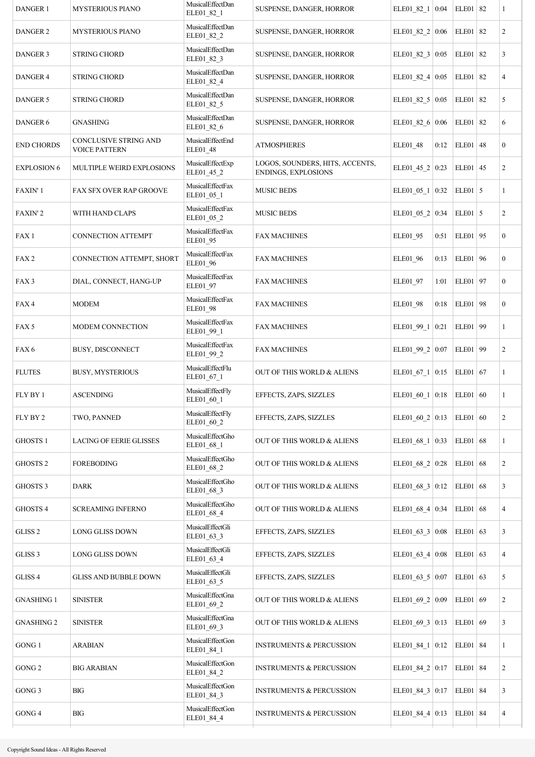| DANGER 1 | MYSTERIOUS PIANO | MusicalEffectDan ELE01_82_1 | SUSPENSE, DANGER, HORROR | ELE01_82_1 | 0:04 | ELE01 | 82 | 1 |
|---|---|---|---|---|---|---|---|---|
| DANGER 2 | MYSTERIOUS PIANO | MusicalEffectDan ELE01_82_2 | SUSPENSE, DANGER, HORROR | ELE01_82_2 | 0:06 | ELE01 | 82 | 2 |
| DANGER 3 | STRING CHORD | MusicalEffectDan ELE01_82_3 | SUSPENSE, DANGER, HORROR | ELE01_82_3 | 0:05 | ELE01 | 82 | 3 |
| DANGER 4 | STRING CHORD | MusicalEffectDan ELE01_82_4 | SUSPENSE, DANGER, HORROR | ELE01_82_4 | 0:05 | ELE01 | 82 | 4 |
| DANGER 5 | STRING CHORD | MusicalEffectDan ELE01_82_5 | SUSPENSE, DANGER, HORROR | ELE01_82_5 | 0:05 | ELE01 | 82 | 5 |
| DANGER 6 | GNASHING | MusicalEffectDan ELE01_82_6 | SUSPENSE, DANGER, HORROR | ELE01_82_6 | 0:06 | ELE01 | 82 | 6 |
| END CHORDS | CONCLUSIVE STRING AND VOICE PATTERN | MusicalEffectEnd ELE01_48 | ATMOSPHERES | ELE01_48 | 0:12 | ELE01 | 48 | 0 |
| EXPLOSION 6 | MULTIPLE WEIRD EXPLOSIONS | MusicalEffectExp ELE01_45_2 | LOGOS, SOUNDERS, HITS, ACCENTS, ENDINGS, EXPLOSIONS | ELE01_45_2 | 0:23 | ELE01 | 45 | 2 |
| FAXIN' 1 | FAX SFX OVER RAP GROOVE | MusicalEffectFax ELE01_05_1 | MUSIC BEDS | ELE01_05_1 | 0:32 | ELE01 | 5 | 1 |
| FAXIN' 2 | WITH HAND CLAPS | MusicalEffectFax ELE01_05_2 | MUSIC BEDS | ELE01_05_2 | 0:34 | ELE01 | 5 | 2 |
| FAX 1 | CONNECTION ATTEMPT | MusicalEffectFax ELE01_95 | FAX MACHINES | ELE01_95 | 0:51 | ELE01 | 95 | 0 |
| FAX 2 | CONNECTION ATTEMPT, SHORT | MusicalEffectFax ELE01_96 | FAX MACHINES | ELE01_96 | 0:13 | ELE01 | 96 | 0 |
| FAX 3 | DIAL, CONNECT, HANG-UP | MusicalEffectFax ELE01_97 | FAX MACHINES | ELE01_97 | 1:01 | ELE01 | 97 | 0 |
| FAX 4 | MODEM | MusicalEffectFax ELE01_98 | FAX MACHINES | ELE01_98 | 0:18 | ELE01 | 98 | 0 |
| FAX 5 | MODEM CONNECTION | MusicalEffectFax ELE01_99_1 | FAX MACHINES | ELE01_99_1 | 0:21 | ELE01 | 99 | 1 |
| FAX 6 | BUSY, DISCONNECT | MusicalEffectFax ELE01_99_2 | FAX MACHINES | ELE01_99_2 | 0:07 | ELE01 | 99 | 2 |
| FLUTES | BUSY, MYSTERIOUS | MusicalEffectFlu ELE01_67_1 | OUT OF THIS WORLD & ALIENS | ELE01_67_1 | 0:15 | ELE01 | 67 | 1 |
| FLY BY 1 | ASCENDING | MusicalEffectFly ELE01_60_1 | EFFECTS, ZAPS, SIZZLES | ELE01_60_1 | 0:18 | ELE01 | 60 | 1 |
| FLY BY 2 | TWO, PANNED | MusicalEffectFly ELE01_60_2 | EFFECTS, ZAPS, SIZZLES | ELE01_60_2 | 0:13 | ELE01 | 60 | 2 |
| GHOSTS 1 | LACING OF EERIE GLISSES | MusicalEffectGho ELE01_68_1 | OUT OF THIS WORLD & ALIENS | ELE01_68_1 | 0:33 | ELE01 | 68 | 1 |
| GHOSTS 2 | FOREBODING | MusicalEffectGho ELE01_68_2 | OUT OF THIS WORLD & ALIENS | ELE01_68_2 | 0:28 | ELE01 | 68 | 2 |
| GHOSTS 3 | DARK | MusicalEffectGho ELE01_68_3 | OUT OF THIS WORLD & ALIENS | ELE01_68_3 | 0:12 | ELE01 | 68 | 3 |
| GHOSTS 4 | SCREAMING INFERNO | MusicalEffectGho ELE01_68_4 | OUT OF THIS WORLD & ALIENS | ELE01_68_4 | 0:34 | ELE01 | 68 | 4 |
| GLISS 2 | LONG GLISS DOWN | MusicalEffectGli ELE01_63_3 | EFFECTS, ZAPS, SIZZLES | ELE01_63_3 | 0:08 | ELE01 | 63 | 3 |
| GLISS 3 | LONG GLISS DOWN | MusicalEffectGli ELE01_63_4 | EFFECTS, ZAPS, SIZZLES | ELE01_63_4 | 0:08 | ELE01 | 63 | 4 |
| GLISS 4 | GLISS AND BUBBLE DOWN | MusicalEffectGli ELE01_63_5 | EFFECTS, ZAPS, SIZZLES | ELE01_63_5 | 0:07 | ELE01 | 63 | 5 |
| GNASHING 1 | SINISTER | MusicalEffectGna ELE01_69_2 | OUT OF THIS WORLD & ALIENS | ELE01_69_2 | 0:09 | ELE01 | 69 | 2 |
| GNASHING 2 | SINISTER | MusicalEffectGna ELE01_69_3 | OUT OF THIS WORLD & ALIENS | ELE01_69_3 | 0:13 | ELE01 | 69 | 3 |
| GONG 1 | ARABIAN | MusicalEffectGon ELE01_84_1 | INSTRUMENTS & PERCUSSION | ELE01_84_1 | 0:12 | ELE01 | 84 | 1 |
| GONG 2 | BIG ARABIAN | MusicalEffectGon ELE01_84_2 | INSTRUMENTS & PERCUSSION | ELE01_84_2 | 0:17 | ELE01 | 84 | 2 |
| GONG 3 | BIG | MusicalEffectGon ELE01_84_3 | INSTRUMENTS & PERCUSSION | ELE01_84_3 | 0:17 | ELE01 | 84 | 3 |
| GONG 4 | BIG | MusicalEffectGon ELE01_84_4 | INSTRUMENTS & PERCUSSION | ELE01_84_4 | 0:13 | ELE01 | 84 | 4 |

Copyright Sound Ideas - All Rights Reserved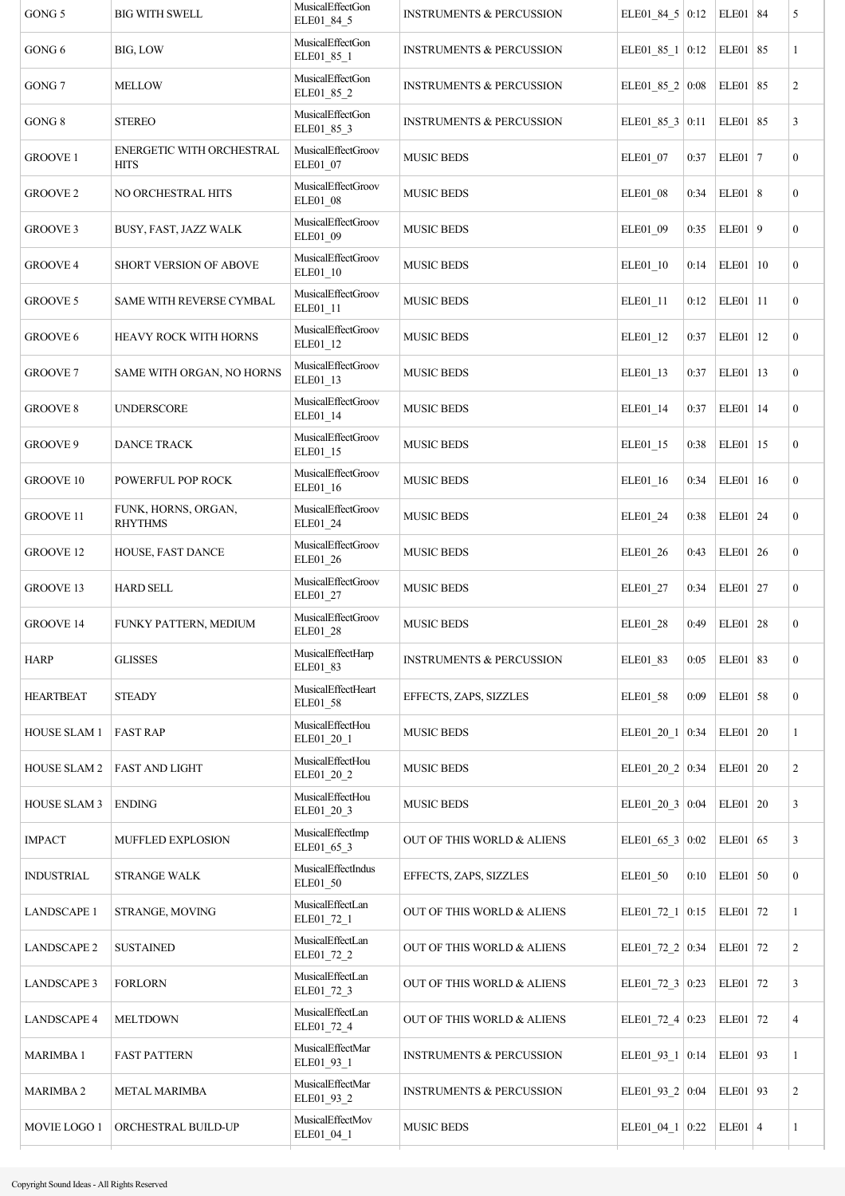| | | | | | | | | |
|---|---|---|---|---|---|---|---|---|
| GONG 5 | BIG WITH SWELL | MusicalEffectGon ELE01_84_5 | INSTRUMENTS & PERCUSSION | ELE01_84_5 | 0:12 | ELE01 | 84 | 5 |
| GONG 6 | BIG, LOW | MusicalEffectGon ELE01_85_1 | INSTRUMENTS & PERCUSSION | ELE01_85_1 | 0:12 | ELE01 | 85 | 1 |
| GONG 7 | MELLOW | MusicalEffectGon ELE01_85_2 | INSTRUMENTS & PERCUSSION | ELE01_85_2 | 0:08 | ELE01 | 85 | 2 |
| GONG 8 | STEREO | MusicalEffectGon ELE01_85_3 | INSTRUMENTS & PERCUSSION | ELE01_85_3 | 0:11 | ELE01 | 85 | 3 |
| GROOVE 1 | ENERGETIC WITH ORCHESTRAL HITS | MusicalEffectGroov ELE01_07 | MUSIC BEDS | ELE01_07 | 0:37 | ELE01 | 7 | 0 |
| GROOVE 2 | NO ORCHESTRAL HITS | MusicalEffectGroov ELE01_08 | MUSIC BEDS | ELE01_08 | 0:34 | ELE01 | 8 | 0 |
| GROOVE 3 | BUSY, FAST, JAZZ WALK | MusicalEffectGroov ELE01_09 | MUSIC BEDS | ELE01_09 | 0:35 | ELE01 | 9 | 0 |
| GROOVE 4 | SHORT VERSION OF ABOVE | MusicalEffectGroov ELE01_10 | MUSIC BEDS | ELE01_10 | 0:14 | ELE01 | 10 | 0 |
| GROOVE 5 | SAME WITH REVERSE CYMBAL | MusicalEffectGroov ELE01_11 | MUSIC BEDS | ELE01_11 | 0:12 | ELE01 | 11 | 0 |
| GROOVE 6 | HEAVY ROCK WITH HORNS | MusicalEffectGroov ELE01_12 | MUSIC BEDS | ELE01_12 | 0:37 | ELE01 | 12 | 0 |
| GROOVE 7 | SAME WITH ORGAN, NO HORNS | MusicalEffectGroov ELE01_13 | MUSIC BEDS | ELE01_13 | 0:37 | ELE01 | 13 | 0 |
| GROOVE 8 | UNDERSCORE | MusicalEffectGroov ELE01_14 | MUSIC BEDS | ELE01_14 | 0:37 | ELE01 | 14 | 0 |
| GROOVE 9 | DANCE TRACK | MusicalEffectGroov ELE01_15 | MUSIC BEDS | ELE01_15 | 0:38 | ELE01 | 15 | 0 |
| GROOVE 10 | POWERFUL POP ROCK | MusicalEffectGroov ELE01_16 | MUSIC BEDS | ELE01_16 | 0:34 | ELE01 | 16 | 0 |
| GROOVE 11 | FUNK, HORNS, ORGAN, RHYTHMS | MusicalEffectGroov ELE01_24 | MUSIC BEDS | ELE01_24 | 0:38 | ELE01 | 24 | 0 |
| GROOVE 12 | HOUSE, FAST DANCE | MusicalEffectGroov ELE01_26 | MUSIC BEDS | ELE01_26 | 0:43 | ELE01 | 26 | 0 |
| GROOVE 13 | HARD SELL | MusicalEffectGroov ELE01_27 | MUSIC BEDS | ELE01_27 | 0:34 | ELE01 | 27 | 0 |
| GROOVE 14 | FUNKY PATTERN, MEDIUM | MusicalEffectGroov ELE01_28 | MUSIC BEDS | ELE01_28 | 0:49 | ELE01 | 28 | 0 |
| HARP | GLISSES | MusicalEffectHarp ELE01_83 | INSTRUMENTS & PERCUSSION | ELE01_83 | 0:05 | ELE01 | 83 | 0 |
| HEARTBEAT | STEADY | MusicalEffectHeart ELE01_58 | EFFECTS, ZAPS, SIZZLES | ELE01_58 | 0:09 | ELE01 | 58 | 0 |
| HOUSE SLAM 1 | FAST RAP | MusicalEffectHou ELE01_20_1 | MUSIC BEDS | ELE01_20_1 | 0:34 | ELE01 | 20 | 1 |
| HOUSE SLAM 2 | FAST AND LIGHT | MusicalEffectHou ELE01_20_2 | MUSIC BEDS | ELE01_20_2 | 0:34 | ELE01 | 20 | 2 |
| HOUSE SLAM 3 | ENDING | MusicalEffectHou ELE01_20_3 | MUSIC BEDS | ELE01_20_3 | 0:04 | ELE01 | 20 | 3 |
| IMPACT | MUFFLED EXPLOSION | MusicalEffectImp ELE01_65_3 | OUT OF THIS WORLD & ALIENS | ELE01_65_3 | 0:02 | ELE01 | 65 | 3 |
| INDUSTRIAL | STRANGE WALK | MusicalEffectIndus ELE01_50 | EFFECTS, ZAPS, SIZZLES | ELE01_50 | 0:10 | ELE01 | 50 | 0 |
| LANDSCAPE 1 | STRANGE, MOVING | MusicalEffectLan ELE01_72_1 | OUT OF THIS WORLD & ALIENS | ELE01_72_1 | 0:15 | ELE01 | 72 | 1 |
| LANDSCAPE 2 | SUSTAINED | MusicalEffectLan ELE01_72_2 | OUT OF THIS WORLD & ALIENS | ELE01_72_2 | 0:34 | ELE01 | 72 | 2 |
| LANDSCAPE 3 | FORLORN | MusicalEffectLan ELE01_72_3 | OUT OF THIS WORLD & ALIENS | ELE01_72_3 | 0:23 | ELE01 | 72 | 3 |
| LANDSCAPE 4 | MELTDOWN | MusicalEffectLan ELE01_72_4 | OUT OF THIS WORLD & ALIENS | ELE01_72_4 | 0:23 | ELE01 | 72 | 4 |
| MARIMBA 1 | FAST PATTERN | MusicalEffectMar ELE01_93_1 | INSTRUMENTS & PERCUSSION | ELE01_93_1 | 0:14 | ELE01 | 93 | 1 |
| MARIMBA 2 | METAL MARIMBA | MusicalEffectMar ELE01_93_2 | INSTRUMENTS & PERCUSSION | ELE01_93_2 | 0:04 | ELE01 | 93 | 2 |
| MOVIE LOGO 1 | ORCHESTRAL BUILD-UP | MusicalEffectMov ELE01_04_1 | MUSIC BEDS | ELE01_04_1 | 0:22 | ELE01 | 4 | 1 |

Copyright Sound Ideas - All Rights Reserved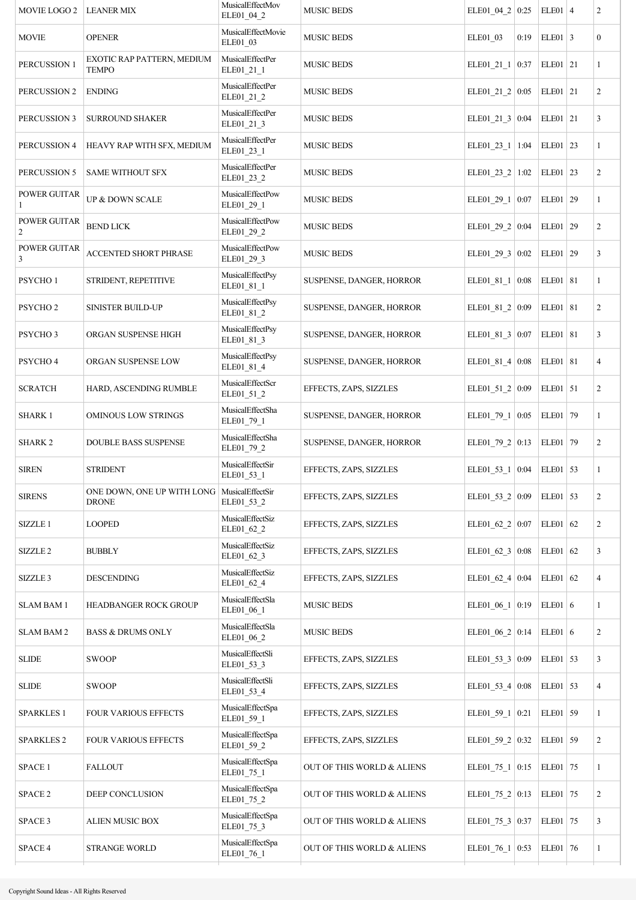| MOVIE LOGO 2 | LEANER MIX | MusicalEffectMov ELE01_04_2 | MUSIC BEDS | ELE01_04_2 | 0:25 | ELE01 | 4 | 2 |
|---|---|---|---|---|---|---|---|---|
| MOVIE | OPENER | MusicalEffectMovie ELE01_03 | MUSIC BEDS | ELE01_03 | 0:19 | ELE01 | 3 | 0 |
| PERCUSSION 1 | EXOTIC RAP PATTERN, MEDIUM TEMPO | MusicalEffectPer ELE01_21_1 | MUSIC BEDS | ELE01_21_1 | 0:37 | ELE01 | 21 | 1 |
| PERCUSSION 2 | ENDING | MusicalEffectPer ELE01_21_2 | MUSIC BEDS | ELE01_21_2 | 0:05 | ELE01 | 21 | 2 |
| PERCUSSION 3 | SURROUND SHAKER | MusicalEffectPer ELE01_21_3 | MUSIC BEDS | ELE01_21_3 | 0:04 | ELE01 | 21 | 3 |
| PERCUSSION 4 | HEAVY RAP WITH SFX, MEDIUM | MusicalEffectPer ELE01_23_1 | MUSIC BEDS | ELE01_23_1 | 1:04 | ELE01 | 23 | 1 |
| PERCUSSION 5 | SAME WITHOUT SFX | MusicalEffectPer ELE01_23_2 | MUSIC BEDS | ELE01_23_2 | 1:02 | ELE01 | 23 | 2 |
| POWER GUITAR 1 | UP & DOWN SCALE | MusicalEffectPow ELE01_29_1 | MUSIC BEDS | ELE01_29_1 | 0:07 | ELE01 | 29 | 1 |
| POWER GUITAR 2 | BEND LICK | MusicalEffectPow ELE01_29_2 | MUSIC BEDS | ELE01_29_2 | 0:04 | ELE01 | 29 | 2 |
| POWER GUITAR 3 | ACCENTED SHORT PHRASE | MusicalEffectPow ELE01_29_3 | MUSIC BEDS | ELE01_29_3 | 0:02 | ELE01 | 29 | 3 |
| PSYCHO 1 | STRIDENT, REPETITIVE | MusicalEffectPsy ELE01_81_1 | SUSPENSE, DANGER, HORROR | ELE01_81_1 | 0:08 | ELE01 | 81 | 1 |
| PSYCHO 2 | SINISTER BUILD-UP | MusicalEffectPsy ELE01_81_2 | SUSPENSE, DANGER, HORROR | ELE01_81_2 | 0:09 | ELE01 | 81 | 2 |
| PSYCHO 3 | ORGAN SUSPENSE HIGH | MusicalEffectPsy ELE01_81_3 | SUSPENSE, DANGER, HORROR | ELE01_81_3 | 0:07 | ELE01 | 81 | 3 |
| PSYCHO 4 | ORGAN SUSPENSE LOW | MusicalEffectPsy ELE01_81_4 | SUSPENSE, DANGER, HORROR | ELE01_81_4 | 0:08 | ELE01 | 81 | 4 |
| SCRATCH | HARD, ASCENDING RUMBLE | MusicalEffectScr ELE01_51_2 | EFFECTS, ZAPS, SIZZLES | ELE01_51_2 | 0:09 | ELE01 | 51 | 2 |
| SHARK 1 | OMINOUS LOW STRINGS | MusicalEffectSha ELE01_79_1 | SUSPENSE, DANGER, HORROR | ELE01_79_1 | 0:05 | ELE01 | 79 | 1 |
| SHARK 2 | DOUBLE BASS SUSPENSE | MusicalEffectSha ELE01_79_2 | SUSPENSE, DANGER, HORROR | ELE01_79_2 | 0:13 | ELE01 | 79 | 2 |
| SIREN | STRIDENT | MusicalEffectSir ELE01_53_1 | EFFECTS, ZAPS, SIZZLES | ELE01_53_1 | 0:04 | ELE01 | 53 | 1 |
| SIRENS | ONE DOWN, ONE UP WITH LONG DRONE | MusicalEffectSir ELE01_53_2 | EFFECTS, ZAPS, SIZZLES | ELE01_53_2 | 0:09 | ELE01 | 53 | 2 |
| SIZZLE 1 | LOOPED | MusicalEffectSiz ELE01_62_2 | EFFECTS, ZAPS, SIZZLES | ELE01_62_2 | 0:07 | ELE01 | 62 | 2 |
| SIZZLE 2 | BUBBLY | MusicalEffectSiz ELE01_62_3 | EFFECTS, ZAPS, SIZZLES | ELE01_62_3 | 0:08 | ELE01 | 62 | 3 |
| SIZZLE 3 | DESCENDING | MusicalEffectSiz ELE01_62_4 | EFFECTS, ZAPS, SIZZLES | ELE01_62_4 | 0:04 | ELE01 | 62 | 4 |
| SLAM BAM 1 | HEADBANGER ROCK GROUP | MusicalEffectSla ELE01_06_1 | MUSIC BEDS | ELE01_06_1 | 0:19 | ELE01 | 6 | 1 |
| SLAM BAM 2 | BASS & DRUMS ONLY | MusicalEffectSla ELE01_06_2 | MUSIC BEDS | ELE01_06_2 | 0:14 | ELE01 | 6 | 2 |
| SLIDE | SWOOP | MusicalEffectSli ELE01_53_3 | EFFECTS, ZAPS, SIZZLES | ELE01_53_3 | 0:09 | ELE01 | 53 | 3 |
| SLIDE | SWOOP | MusicalEffectSli ELE01_53_4 | EFFECTS, ZAPS, SIZZLES | ELE01_53_4 | 0:08 | ELE01 | 53 | 4 |
| SPARKLES 1 | FOUR VARIOUS EFFECTS | MusicalEffectSpa ELE01_59_1 | EFFECTS, ZAPS, SIZZLES | ELE01_59_1 | 0:21 | ELE01 | 59 | 1 |
| SPARKLES 2 | FOUR VARIOUS EFFECTS | MusicalEffectSpa ELE01_59_2 | EFFECTS, ZAPS, SIZZLES | ELE01_59_2 | 0:32 | ELE01 | 59 | 2 |
| SPACE 1 | FALLOUT | MusicalEffectSpa ELE01_75_1 | OUT OF THIS WORLD & ALIENS | ELE01_75_1 | 0:15 | ELE01 | 75 | 1 |
| SPACE 2 | DEEP CONCLUSION | MusicalEffectSpa ELE01_75_2 | OUT OF THIS WORLD & ALIENS | ELE01_75_2 | 0:13 | ELE01 | 75 | 2 |
| SPACE 3 | ALIEN MUSIC BOX | MusicalEffectSpa ELE01_75_3 | OUT OF THIS WORLD & ALIENS | ELE01_75_3 | 0:37 | ELE01 | 75 | 3 |
| SPACE 4 | STRANGE WORLD | MusicalEffectSpa ELE01_76_1 | OUT OF THIS WORLD & ALIENS | ELE01_76_1 | 0:53 | ELE01 | 76 | 1 |

Copyright Sound Ideas - All Rights Reserved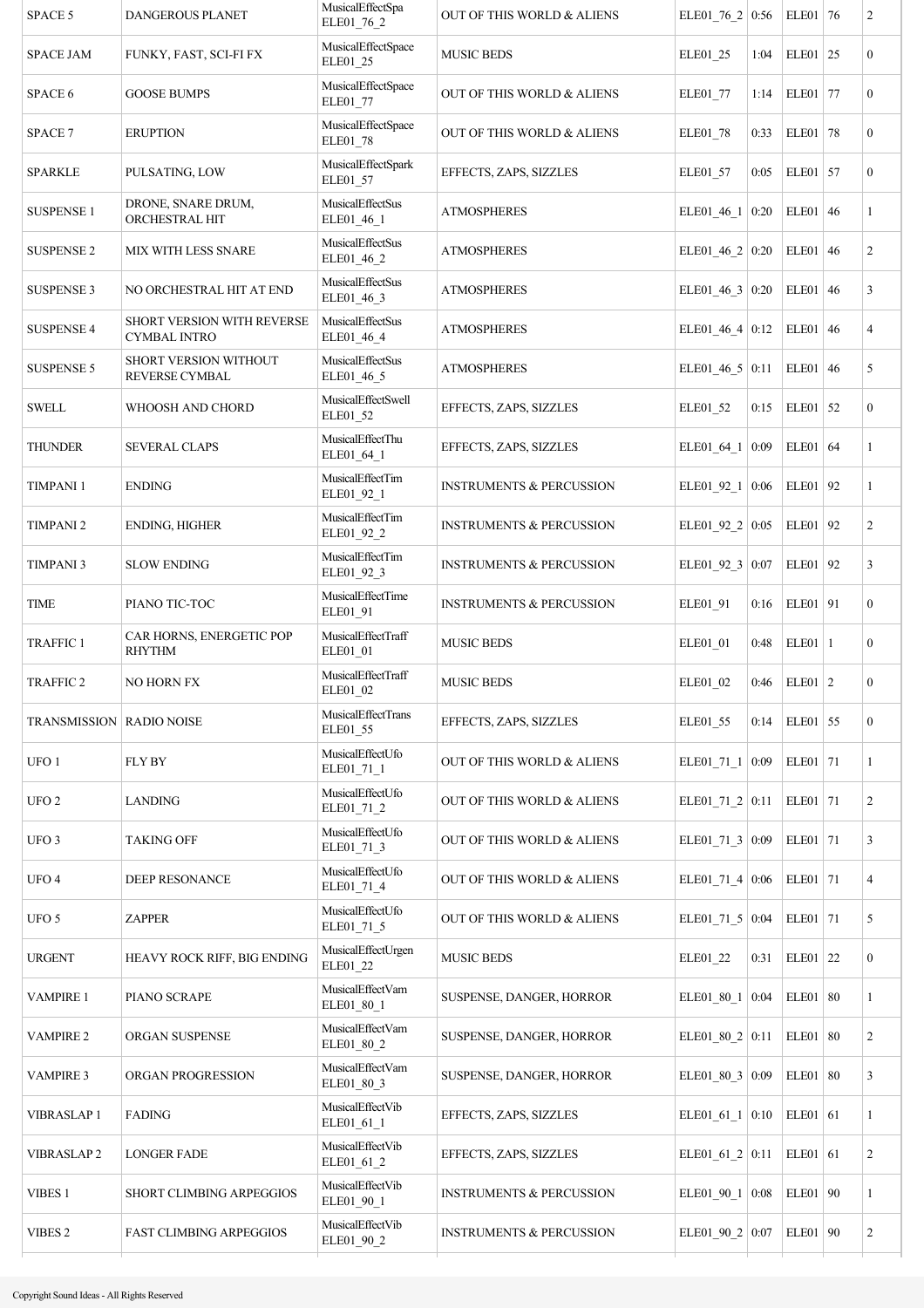| SPACE 5 | DANGEROUS PLANET | MusicalEffectSpa ELE01_76_2 | OUT OF THIS WORLD & ALIENS | ELE01_76_2 | 0:56 | ELE01 | 76 | 2 |
|---|---|---|---|---|---|---|---|---|
| SPACE JAM | FUNKY, FAST, SCI-FI FX | MusicalEffectSpace ELE01_25 | MUSIC BEDS | ELE01_25 | 1:04 | ELE01 | 25 | 0 |
| SPACE 6 | GOOSE BUMPS | MusicalEffectSpace ELE01_77 | OUT OF THIS WORLD & ALIENS | ELE01_77 | 1:14 | ELE01 | 77 | 0 |
| SPACE 7 | ERUPTION | MusicalEffectSpace ELE01_78 | OUT OF THIS WORLD & ALIENS | ELE01_78 | 0:33 | ELE01 | 78 | 0 |
| SPARKLE | PULSATING, LOW | MusicalEffectSpark ELE01_57 | EFFECTS, ZAPS, SIZZLES | ELE01_57 | 0:05 | ELE01 | 57 | 0 |
| SUSPENSE 1 | DRONE, SNARE DRUM, ORCHESTRAL HIT | MusicalEffectSus ELE01_46_1 | ATMOSPHERES | ELE01_46_1 | 0:20 | ELE01 | 46 | 1 |
| SUSPENSE 2 | MIX WITH LESS SNARE | MusicalEffectSus ELE01_46_2 | ATMOSPHERES | ELE01_46_2 | 0:20 | ELE01 | 46 | 2 |
| SUSPENSE 3 | NO ORCHESTRAL HIT AT END | MusicalEffectSus ELE01_46_3 | ATMOSPHERES | ELE01_46_3 | 0:20 | ELE01 | 46 | 3 |
| SUSPENSE 4 | SHORT VERSION WITH REVERSE CYMBAL INTRO | MusicalEffectSus ELE01_46_4 | ATMOSPHERES | ELE01_46_4 | 0:12 | ELE01 | 46 | 4 |
| SUSPENSE 5 | SHORT VERSION WITHOUT REVERSE CYMBAL | MusicalEffectSus ELE01_46_5 | ATMOSPHERES | ELE01_46_5 | 0:11 | ELE01 | 46 | 5 |
| SWELL | WHOOSH AND CHORD | MusicalEffectSwell ELE01_52 | EFFECTS, ZAPS, SIZZLES | ELE01_52 | 0:15 | ELE01 | 52 | 0 |
| THUNDER | SEVERAL CLAPS | MusicalEffectThu ELE01_64_1 | EFFECTS, ZAPS, SIZZLES | ELE01_64_1 | 0:09 | ELE01 | 64 | 1 |
| TIMPANI 1 | ENDING | MusicalEffectTim ELE01_92_1 | INSTRUMENTS & PERCUSSION | ELE01_92_1 | 0:06 | ELE01 | 92 | 1 |
| TIMPANI 2 | ENDING, HIGHER | MusicalEffectTim ELE01_92_2 | INSTRUMENTS & PERCUSSION | ELE01_92_2 | 0:05 | ELE01 | 92 | 2 |
| TIMPANI 3 | SLOW ENDING | MusicalEffectTim ELE01_92_3 | INSTRUMENTS & PERCUSSION | ELE01_92_3 | 0:07 | ELE01 | 92 | 3 |
| TIME | PIANO TIC-TOC | MusicalEffectTime ELE01_91 | INSTRUMENTS & PERCUSSION | ELE01_91 | 0:16 | ELE01 | 91 | 0 |
| TRAFFIC 1 | CAR HORNS, ENERGETIC POP RHYTHM | MusicalEffectTraff ELE01_01 | MUSIC BEDS | ELE01_01 | 0:48 | ELE01 | 1 | 0 |
| TRAFFIC 2 | NO HORN FX | MusicalEffectTraff ELE01_02 | MUSIC BEDS | ELE01_02 | 0:46 | ELE01 | 2 | 0 |
| TRANSMISSION | RADIO NOISE | MusicalEffectTrans ELE01_55 | EFFECTS, ZAPS, SIZZLES | ELE01_55 | 0:14 | ELE01 | 55 | 0 |
| UFO 1 | FLY BY | MusicalEffectUfo ELE01_71_1 | OUT OF THIS WORLD & ALIENS | ELE01_71_1 | 0:09 | ELE01 | 71 | 1 |
| UFO 2 | LANDING | MusicalEffectUfo ELE01_71_2 | OUT OF THIS WORLD & ALIENS | ELE01_71_2 | 0:11 | ELE01 | 71 | 2 |
| UFO 3 | TAKING OFF | MusicalEffectUfo ELE01_71_3 | OUT OF THIS WORLD & ALIENS | ELE01_71_3 | 0:09 | ELE01 | 71 | 3 |
| UFO 4 | DEEP RESONANCE | MusicalEffectUfo ELE01_71_4 | OUT OF THIS WORLD & ALIENS | ELE01_71_4 | 0:06 | ELE01 | 71 | 4 |
| UFO 5 | ZAPPER | MusicalEffectUfo ELE01_71_5 | OUT OF THIS WORLD & ALIENS | ELE01_71_5 | 0:04 | ELE01 | 71 | 5 |
| URGENT | HEAVY ROCK RIFF, BIG ENDING | MusicalEffectUrgen ELE01_22 | MUSIC BEDS | ELE01_22 | 0:31 | ELE01 | 22 | 0 |
| VAMPIRE 1 | PIANO SCRAPE | MusicalEffectVam ELE01_80_1 | SUSPENSE, DANGER, HORROR | ELE01_80_1 | 0:04 | ELE01 | 80 | 1 |
| VAMPIRE 2 | ORGAN SUSPENSE | MusicalEffectVam ELE01_80_2 | SUSPENSE, DANGER, HORROR | ELE01_80_2 | 0:11 | ELE01 | 80 | 2 |
| VAMPIRE 3 | ORGAN PROGRESSION | MusicalEffectVam ELE01_80_3 | SUSPENSE, DANGER, HORROR | ELE01_80_3 | 0:09 | ELE01 | 80 | 3 |
| VIBRASLAP 1 | FADING | MusicalEffectVib ELE01_61_1 | EFFECTS, ZAPS, SIZZLES | ELE01_61_1 | 0:10 | ELE01 | 61 | 1 |
| VIBRASLAP 2 | LONGER FADE | MusicalEffectVib ELE01_61_2 | EFFECTS, ZAPS, SIZZLES | ELE01_61_2 | 0:11 | ELE01 | 61 | 2 |
| VIBES 1 | SHORT CLIMBING ARPEGGIOS | MusicalEffectVib ELE01_90_1 | INSTRUMENTS & PERCUSSION | ELE01_90_1 | 0:08 | ELE01 | 90 | 1 |
| VIBES 2 | FAST CLIMBING ARPEGGIOS | MusicalEffectVib ELE01_90_2 | INSTRUMENTS & PERCUSSION | ELE01_90_2 | 0:07 | ELE01 | 90 | 2 |

Copyright Sound Ideas - All Rights Reserved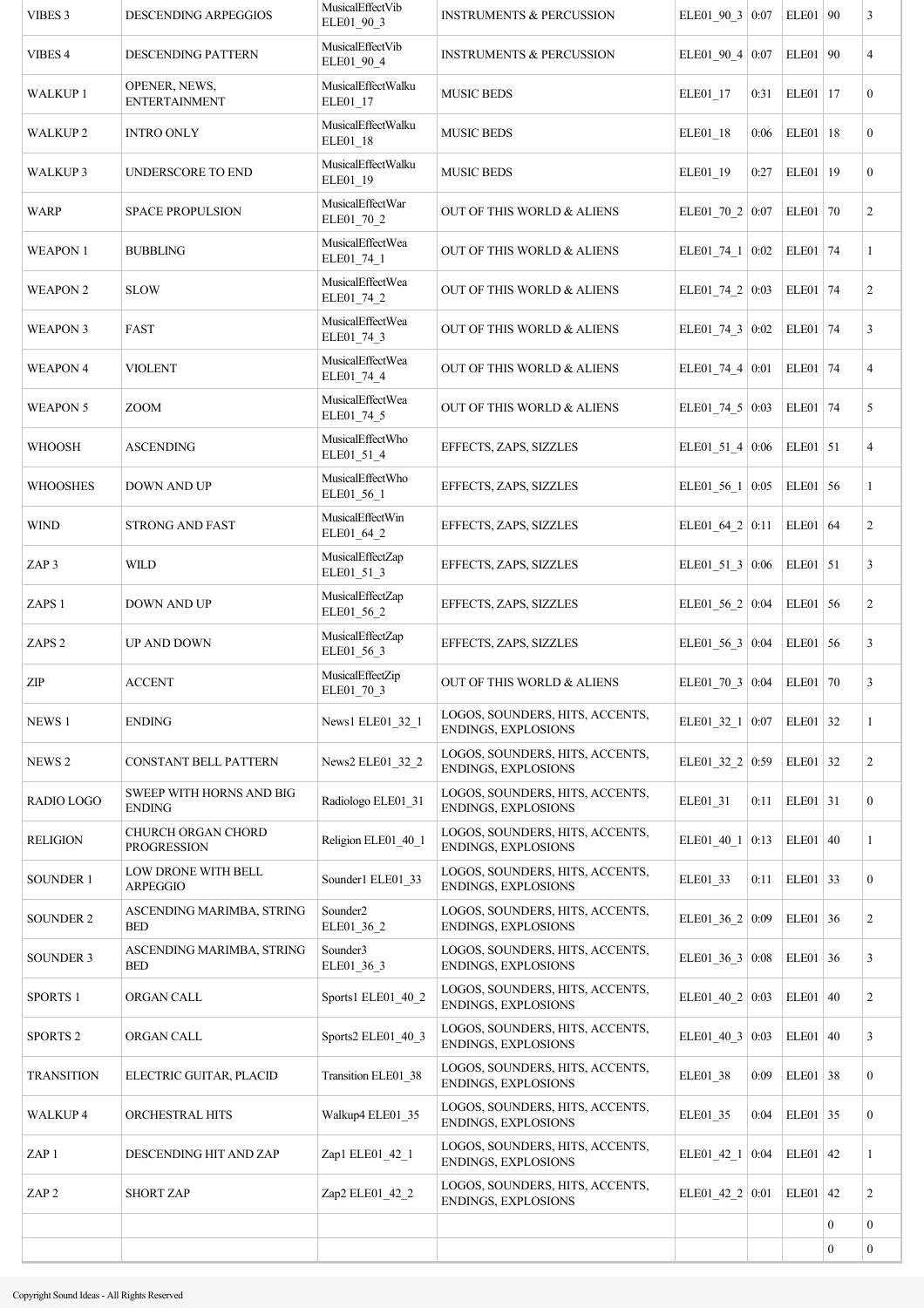| | | | | | | | | |
|---|---|---|---|---|---|---|---|---|
| VIBES 3 | DESCENDING ARPEGGIOS | MusicalEffectVib ELE01_90_3 | INSTRUMENTS & PERCUSSION | ELE01_90_3 | 0:07 | ELE01 | 90 | 3 |
| VIBES 4 | DESCENDING PATTERN | MusicalEffectVib ELE01_90_4 | INSTRUMENTS & PERCUSSION | ELE01_90_4 | 0:07 | ELE01 | 90 | 4 |
| WALKUP 1 | OPENER, NEWS, ENTERTAINMENT | MusicalEffectWalku ELE01_17 | MUSIC BEDS | ELE01_17 | 0:31 | ELE01 | 17 | 0 |
| WALKUP 2 | INTRO ONLY | MusicalEffectWalku ELE01_18 | MUSIC BEDS | ELE01_18 | 0:06 | ELE01 | 18 | 0 |
| WALKUP 3 | UNDERSCORE TO END | MusicalEffectWalku ELE01_19 | MUSIC BEDS | ELE01_19 | 0:27 | ELE01 | 19 | 0 |
| WARP | SPACE PROPULSION | MusicalEffectWar ELE01_70_2 | OUT OF THIS WORLD & ALIENS | ELE01_70_2 | 0:07 | ELE01 | 70 | 2 |
| WEAPON 1 | BUBBLING | MusicalEffectWea ELE01_74_1 | OUT OF THIS WORLD & ALIENS | ELE01_74_1 | 0:02 | ELE01 | 74 | 1 |
| WEAPON 2 | SLOW | MusicalEffectWea ELE01_74_2 | OUT OF THIS WORLD & ALIENS | ELE01_74_2 | 0:03 | ELE01 | 74 | 2 |
| WEAPON 3 | FAST | MusicalEffectWea ELE01_74_3 | OUT OF THIS WORLD & ALIENS | ELE01_74_3 | 0:02 | ELE01 | 74 | 3 |
| WEAPON 4 | VIOLENT | MusicalEffectWea ELE01_74_4 | OUT OF THIS WORLD & ALIENS | ELE01_74_4 | 0:01 | ELE01 | 74 | 4 |
| WEAPON 5 | ZOOM | MusicalEffectWea ELE01_74_5 | OUT OF THIS WORLD & ALIENS | ELE01_74_5 | 0:03 | ELE01 | 74 | 5 |
| WHOOSH | ASCENDING | MusicalEffectWho ELE01_51_4 | EFFECTS, ZAPS, SIZZLES | ELE01_51_4 | 0:06 | ELE01 | 51 | 4 |
| WHOOSHES | DOWN AND UP | MusicalEffectWho ELE01_56_1 | EFFECTS, ZAPS, SIZZLES | ELE01_56_1 | 0:05 | ELE01 | 56 | 1 |
| WIND | STRONG AND FAST | MusicalEffectWin ELE01_64_2 | EFFECTS, ZAPS, SIZZLES | ELE01_64_2 | 0:11 | ELE01 | 64 | 2 |
| ZAP 3 | WILD | MusicalEffectZap ELE01_51_3 | EFFECTS, ZAPS, SIZZLES | ELE01_51_3 | 0:06 | ELE01 | 51 | 3 |
| ZAPS 1 | DOWN AND UP | MusicalEffectZap ELE01_56_2 | EFFECTS, ZAPS, SIZZLES | ELE01_56_2 | 0:04 | ELE01 | 56 | 2 |
| ZAPS 2 | UP AND DOWN | MusicalEffectZap ELE01_56_3 | EFFECTS, ZAPS, SIZZLES | ELE01_56_3 | 0:04 | ELE01 | 56 | 3 |
| ZIP | ACCENT | MusicalEffectZip ELE01_70_3 | OUT OF THIS WORLD & ALIENS | ELE01_70_3 | 0:04 | ELE01 | 70 | 3 |
| NEWS 1 | ENDING | News1 ELE01_32_1 | LOGOS, SOUNDERS, HITS, ACCENTS, ENDINGS, EXPLOSIONS | ELE01_32_1 | 0:07 | ELE01 | 32 | 1 |
| NEWS 2 | CONSTANT BELL PATTERN | News2 ELE01_32_2 | LOGOS, SOUNDERS, HITS, ACCENTS, ENDINGS, EXPLOSIONS | ELE01_32_2 | 0:59 | ELE01 | 32 | 2 |
| RADIO LOGO | SWEEP WITH HORNS AND BIG ENDING | Radiologo ELE01_31 | LOGOS, SOUNDERS, HITS, ACCENTS, ENDINGS, EXPLOSIONS | ELE01_31 | 0:11 | ELE01 | 31 | 0 |
| RELIGION | CHURCH ORGAN CHORD PROGRESSION | Religion ELE01_40_1 | LOGOS, SOUNDERS, HITS, ACCENTS, ENDINGS, EXPLOSIONS | ELE01_40_1 | 0:13 | ELE01 | 40 | 1 |
| SOUNDER 1 | LOW DRONE WITH BELL ARPEGGIO | Sounder1 ELE01_33 | LOGOS, SOUNDERS, HITS, ACCENTS, ENDINGS, EXPLOSIONS | ELE01_33 | 0:11 | ELE01 | 33 | 0 |
| SOUNDER 2 | ASCENDING MARIMBA, STRING BED | Sounder2 ELE01_36_2 | LOGOS, SOUNDERS, HITS, ACCENTS, ENDINGS, EXPLOSIONS | ELE01_36_2 | 0:09 | ELE01 | 36 | 2 |
| SOUNDER 3 | ASCENDING MARIMBA, STRING BED | Sounder3 ELE01_36_3 | LOGOS, SOUNDERS, HITS, ACCENTS, ENDINGS, EXPLOSIONS | ELE01_36_3 | 0:08 | ELE01 | 36 | 3 |
| SPORTS 1 | ORGAN CALL | Sports1 ELE01_40_2 | LOGOS, SOUNDERS, HITS, ACCENTS, ENDINGS, EXPLOSIONS | ELE01_40_2 | 0:03 | ELE01 | 40 | 2 |
| SPORTS 2 | ORGAN CALL | Sports2 ELE01_40_3 | LOGOS, SOUNDERS, HITS, ACCENTS, ENDINGS, EXPLOSIONS | ELE01_40_3 | 0:03 | ELE01 | 40 | 3 |
| TRANSITION | ELECTRIC GUITAR, PLACID | Transition ELE01_38 | LOGOS, SOUNDERS, HITS, ACCENTS, ENDINGS, EXPLOSIONS | ELE01_38 | 0:09 | ELE01 | 38 | 0 |
| WALKUP 4 | ORCHESTRAL HITS | Walkup4 ELE01_35 | LOGOS, SOUNDERS, HITS, ACCENTS, ENDINGS, EXPLOSIONS | ELE01_35 | 0:04 | ELE01 | 35 | 0 |
| ZAP 1 | DESCENDING HIT AND ZAP | Zap1 ELE01_42_1 | LOGOS, SOUNDERS, HITS, ACCENTS, ENDINGS, EXPLOSIONS | ELE01_42_1 | 0:04 | ELE01 | 42 | 1 |
| ZAP 2 | SHORT ZAP | Zap2 ELE01_42_2 | LOGOS, SOUNDERS, HITS, ACCENTS, ENDINGS, EXPLOSIONS | ELE01_42_2 | 0:01 | ELE01 | 42 | 2 |
| | | | | | | | 0 | 0 |
| | | | | | | | 0 | 0 |

Copyright Sound Ideas - All Rights Reserved